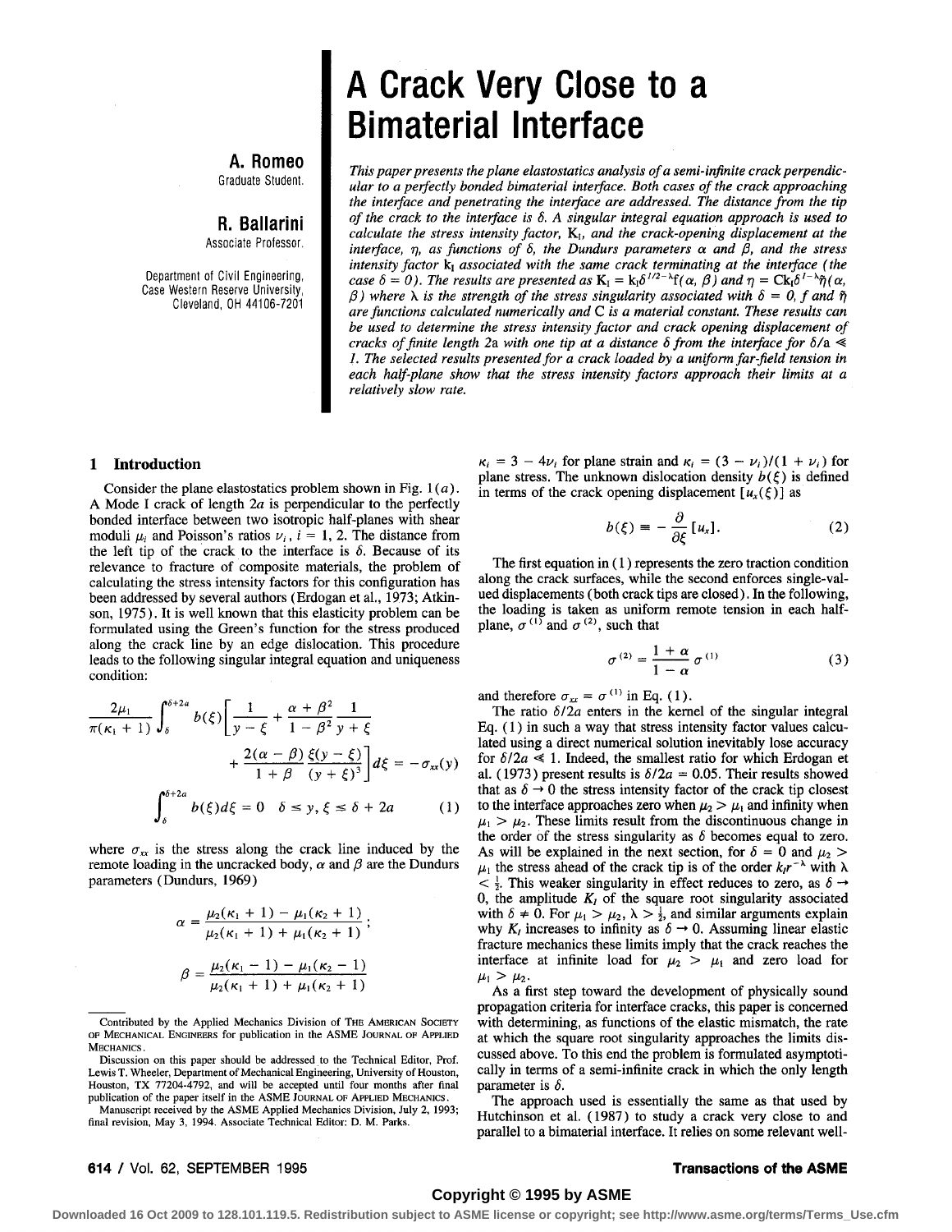# A Crack Very Close to a Bimaterial Interface

**A. Romeo**
Graduate Student.

**R. Ballarini**
Associate Professor.

Department of Civil Engineering,
Case Western Reserve University,
Cleveland, OH 44106-7201

*This paper presents the plane elastostatics analysis of a semi-infinite crack perpendicular to a perfectly bonded bimaterial interface. Both cases of the crack approaching the interface and penetrating the interface are addressed. The distance from the tip of the crack to the interface is $\delta$. A singular integral equation approach is used to calculate the stress intensity factor, $K_I$, and the crack-opening displacement at the interface, $\eta$, as functions of $\delta$, the Dundurs parameters $\alpha$ and $\beta$, and the stress intensity factor $k_I$ associated with the same crack terminating at the interface (the case $\delta = 0$). The results are presented as $K_I = k_I \delta^{1/2-\lambda} f(\alpha, \beta)$ and $\eta = C k_I \delta^{1-\lambda} \tilde{\eta}(\alpha, \beta)$ where $\lambda$ is the strength of the stress singularity associated with $\delta = 0$, $f$ and $\tilde{\eta}$ are functions calculated numerically and C is a material constant. These results can be used to determine the stress intensity factor and crack opening displacement of cracks of finite length 2a with one tip at a distance $\delta$ from the interface for $\delta/a \ll 1$. The selected results presented for a crack loaded by a uniform far-field tension in each half-plane show that the stress intensity factors approach their limits at a relatively slow rate.*

## 1 Introduction

Consider the plane elastostatics problem shown in Fig. 1(*a*). A Mode I crack of length $2a$ is perpendicular to the perfectly bonded interface between two isotropic half-planes with shear moduli $\mu_i$ and Poisson's ratios $\nu_i$, $i = 1, 2$. The distance from the left tip of the crack to the interface is $\delta$. Because of its relevance to fracture of composite materials, the problem of calculating the stress intensity factors for this configuration has been addressed by several authors (Erdogan et al., 1973; Atkinson, 1975). It is well known that this elasticity problem can be formulated using the Green's function for the stress produced along the crack line by an edge dislocation. This procedure leads to the following singular integral equation and uniqueness condition:

$$\frac{2\mu_1}{\pi(\kappa_1 + 1)} \int_{\delta}^{\delta+2a} b(\xi) \left[ \frac{1}{y - \xi} + \frac{\alpha + \beta^2}{1 - \beta^2} \frac{1}{y + \xi} + \frac{2(\alpha - \beta)}{1 + \beta} \frac{\xi(y - \xi)}{(y + \xi)^3} \right] d\xi = -\sigma_{xx}(y)$$

$$\int_{\delta}^{\delta+2a} b(\xi) d\xi = 0 \quad \delta \le y, \xi \le \delta + 2a \tag{1}$$

where $\sigma_{xx}$ is the stress along the crack line induced by the remote loading in the uncracked body, $\alpha$ and $\beta$ are the Dundurs parameters (Dundurs, 1969)

$$\alpha = \frac{\mu_2(\kappa_1 + 1) - \mu_1(\kappa_2 + 1)}{\mu_2(\kappa_1 + 1) + \mu_1(\kappa_2 + 1)};$$

$$\beta = \frac{\mu_2(\kappa_1 - 1) - \mu_1(\kappa_2 - 1)}{\mu_2(\kappa_1 + 1) + \mu_1(\kappa_2 + 1)}$$

$\kappa_i = 3 - 4\nu_i$ for plane strain and $\kappa_i = (3 - \nu_i)/(1 + \nu_i)$ for plane stress. The unknown dislocation density $b(\xi)$ is defined in terms of the crack opening displacement $[u_x(\xi)]$ as

$$b(\xi) \equiv -\frac{\partial}{\partial \xi}[u_x]. \tag{2}$$

The first equation in (1) represents the zero traction condition along the crack surfaces, while the second enforces single-valued displacements (both crack tips are closed). In the following, the loading is taken as uniform remote tension in each half-plane, $\sigma^{(1)}$ and $\sigma^{(2)}$, such that

$$\sigma^{(2)} = \frac{1 + \alpha}{1 - \alpha} \sigma^{(1)} \tag{3}$$

and therefore $\sigma_{xx} = \sigma^{(1)}$ in Eq. (1).

The ratio $\delta/2a$ enters in the kernel of the singular integral Eq. (1) in such a way that stress intensity factor values calculated using a direct numerical solution inevitably lose accuracy for $\delta/2a \ll 1$. Indeed, the smallest ratio for which Erdogan et al. (1973) present results is $\delta/2a = 0.05$. Their results showed that as $\delta \to 0$ the stress intensity factor of the crack tip closest to the interface approaches zero when $\mu_2 > \mu_1$ and infinity when $\mu_1 > \mu_2$. These limits result from the discontinuous change in the order of the stress singularity as $\delta$ becomes equal to zero. As will be explained in the next section, for $\delta = 0$ and $\mu_2 > \mu_1$ the stress ahead of the crack tip is of the order $k_I r^{-\lambda}$ with $\lambda < \frac{1}{2}$. This weaker singularity in effect reduces to zero, as $\delta \to 0$, the amplitude $K_I$ of the square root singularity associated with $\delta \neq 0$. For $\mu_1 > \mu_2$, $\lambda > \frac{1}{2}$, and similar arguments explain why $K_I$ increases to infinity as $\delta \to 0$. Assuming linear elastic fracture mechanics these limits imply that the crack reaches the interface at infinite load for $\mu_2 > \mu_1$ and zero load for $\mu_1 > \mu_2$.

As a first step toward the development of physically sound propagation criteria for interface cracks, this paper is concerned with determining, as functions of the elastic mismatch, the rate at which the square root singularity approaches the limits discussed above. To this end the problem is formulated asymptotically in terms of a semi-infinite crack in which the only length parameter is $\delta$.

The approach used is essentially the same as that used by Hutchinson et al. (1987) to study a crack very close to and parallel to a bimaterial interface. It relies on some relevant well-

---

Contributed by the Applied Mechanics Division of THE AMERICAN SOCIETY OF MECHANICAL ENGINEERS for publication in the ASME JOURNAL OF APPLIED MECHANICS.

Discussion on this paper should be addressed to the Technical Editor, Prof. Lewis T. Wheeler, Department of Mechanical Engineering, University of Houston, Houston, TX 77204-4792, and will be accepted until four months after final publication of the paper itself in the ASME JOURNAL OF APPLIED MECHANICS.

Manuscript received by the ASME Applied Mechanics Division, July 2, 1993; final revision, May 3, 1994. Associate Technical Editor: D. M. Parks.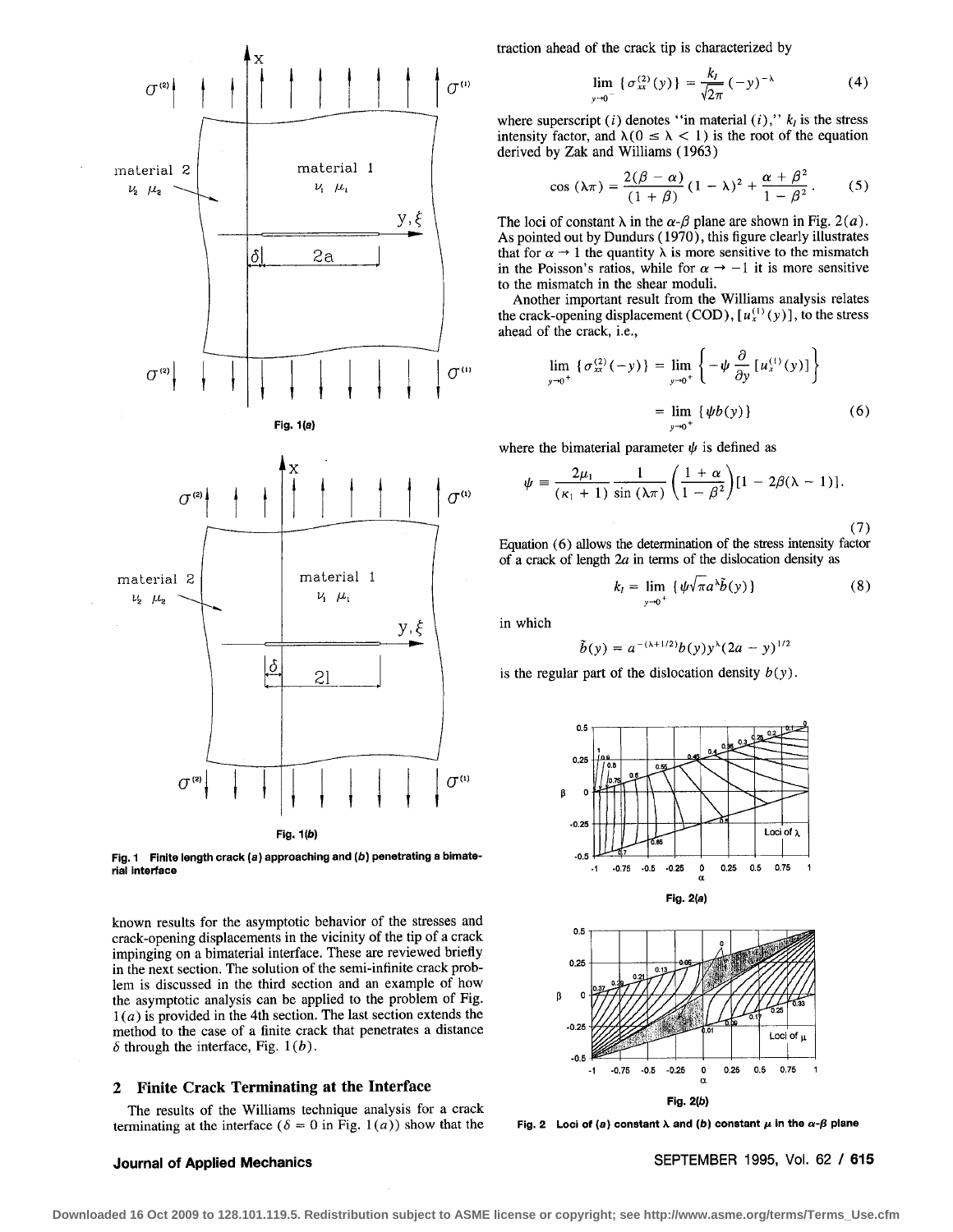Fig. 1(a)

Fig. 1(b)

**Fig. 1 Finite length crack (a) approaching and (b) penetrating a bimaterial interface**

known results for the asymptotic behavior of the stresses and crack-opening displacements in the vicinity of the tip of a crack impinging on a bimaterial interface. These are reviewed briefly in the next section. The solution of the semi-infinite crack problem is discussed in the third section and an example of how the asymptotic analysis can be applied to the problem of Fig. 1(a) is provided in the 4th section. The last section extends the method to the case of a finite crack that penetrates a distance $\delta$ through the interface, Fig. 1(b).

## 2 Finite Crack Terminating at the Interface

The results of the Williams technique analysis for a crack terminating at the interface ($\delta = 0$ in Fig. 1(a)) show that the traction ahead of the crack tip is characterized by

$$\lim_{y \to 0^-} \{\sigma_{xx}^{(2)}(y)\} = \frac{k_I}{\sqrt{2\pi}} (-y)^{-\lambda} \tag{4}$$

where superscript $(i)$ denotes "in material $(i)$," $k_I$ is the stress intensity factor, and $\lambda (0 \leq \lambda < 1)$ is the root of the equation derived by Zak and Williams (1963)

$$\cos(\lambda \pi) = \frac{2(\beta - \alpha)}{(1 + \beta)} (1 - \lambda)^2 + \frac{\alpha + \beta^2}{1 - \beta^2}. \tag{5}$$

The loci of constant $\lambda$ in the $\alpha$-$\beta$ plane are shown in Fig. 2(a). As pointed out by Dundurs (1970), this figure clearly illustrates that for $\alpha \to 1$ the quantity $\lambda$ is more sensitive to the mismatch in the Poisson's ratios, while for $\alpha \to -1$ it is more sensitive to the mismatch in the shear moduli.

Another important result from the Williams analysis relates the crack-opening displacement (COD), $[u_x^{(1)}(y)]$, to the stress ahead of the crack, i.e.,

$$\lim_{y \to 0^+} \{\sigma_{xx}^{(2)}(-y)\} = \lim_{y \to 0^+} \left\{ -\psi \frac{\partial}{\partial y} [u_x^{(1)}(y)] \right\}$$

$$= \lim_{y \to 0^+} \{\psi b(y)\} \tag{6}$$

where the bimaterial parameter $\psi$ is defined as

$$\psi \equiv \frac{2\mu_1}{(\kappa_1 + 1)} \frac{1}{\sin(\lambda \pi)} \left( \frac{1 + \alpha}{1 - \beta^2} \right) [1 - 2\beta(\lambda - 1)]. \tag{7}$$

Equation (6) allows the determination of the stress intensity factor of a crack of length $2a$ in terms of the dislocation density as

$$k_I = \lim_{y \to 0^+} \{\psi \sqrt{\pi} a^{\lambda} \tilde{b}(y)\} \tag{8}$$

in which

$$\tilde{b}(y) = a^{-(\lambda + 1/2)} b(y) y^{\lambda} (2a - y)^{1/2}$$

is the regular part of the dislocation density $b(y)$.

Fig. 2(a)

Fig. 2(b)

**Fig. 2 Loci of (a) constant $\lambda$ and (b) constant $\mu$ in the $\alpha$-$\beta$ plane**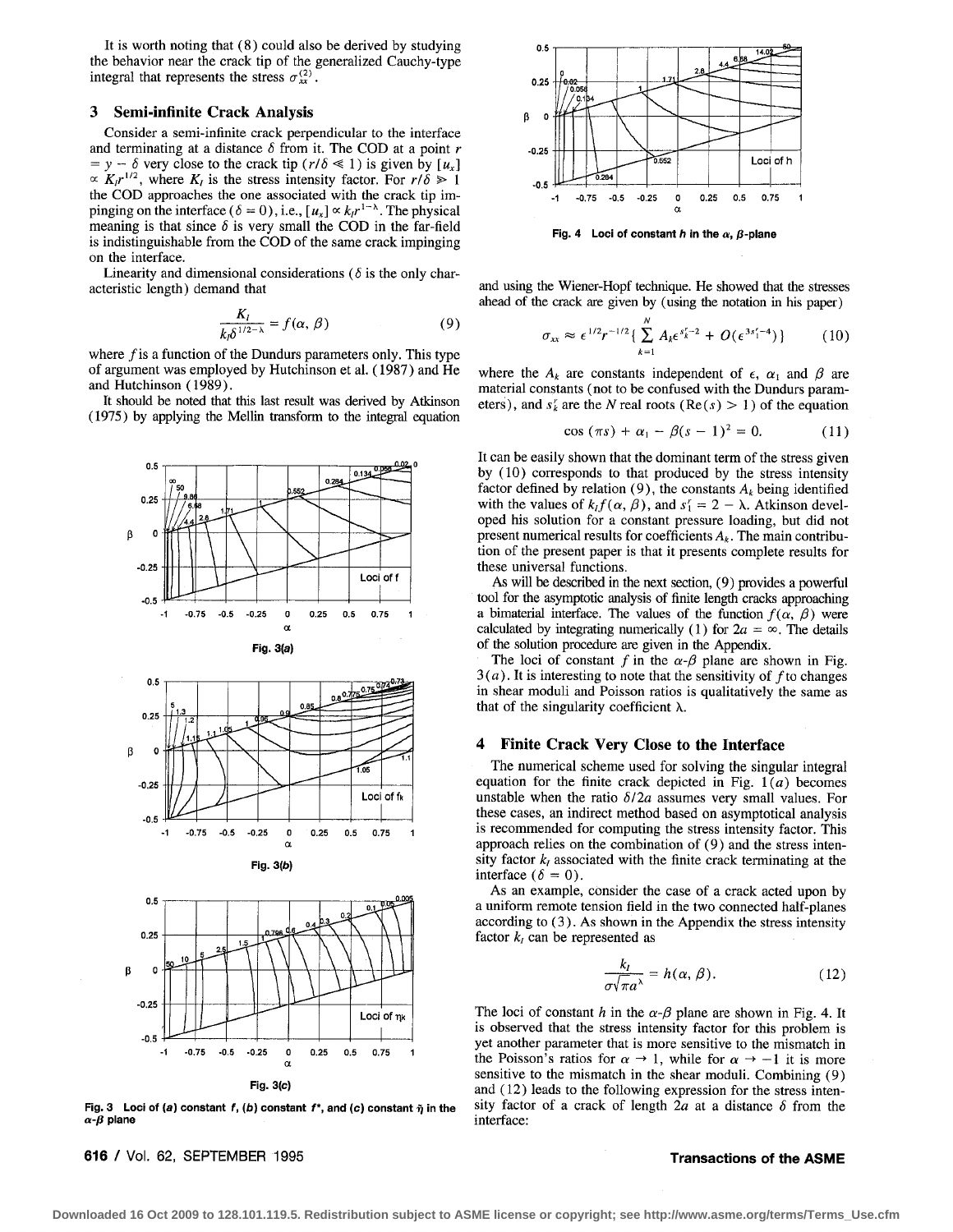It is worth noting that (8) could also be derived by studying the behavior near the crack tip of the generalized Cauchy-type integral that represents the stress $\sigma_{xx}^{(2)}$.

## 3 Semi-infinite Crack Analysis

Consider a semi-infinite crack perpendicular to the interface and terminating at a distance $\delta$ from it. The COD at a point $r = y - \delta$ very close to the crack tip ($r/\delta \ll 1$) is given by $[u_x] \propto K_I r^{1/2}$, where $K_I$ is the stress intensity factor. For $r/\delta \gg 1$ the COD approaches the one associated with the crack tip impinging on the interface ($\delta = 0$), i.e., $[u_x] \propto k_I r^{1-\lambda}$. The physical meaning is that since $\delta$ is very small the COD in the far-field is indistinguishable from the COD of the same crack impinging on the interface.

Linearity and dimensional considerations ($\delta$ is the only characteristic length) demand that

$$\frac{K_I}{k_I \delta^{1/2-\lambda}} = f(\alpha, \beta) \tag{9}$$

where $f$ is a function of the Dundurs parameters only. This type of argument was employed by Hutchinson et al. (1987) and He and Hutchinson (1989).

It should be noted that this last result was derived by Atkinson (1975) by applying the Mellin transform to the integral equation and using the Wiener-Hopf technique. He showed that the stresses ahead of the crack are given by (using the notation in his paper)

$$\sigma_{xx} \approx \epsilon^{1/2} r^{-1/2} \{ \sum_{k=1}^{N} A_k \epsilon^{s_k^r - 2} + O(\epsilon^{3s_1^r - 4}) \} \tag{10}$$

where the $A_k$ are constants independent of $\epsilon$, $\alpha_1$ and $\beta$ are material constants (not to be confused with the Dundurs parameters), and $s_k^r$ are the $N$ real roots ($\text{Re}(s) > 1$) of the equation

$$\cos(\pi s) + \alpha_1 - \beta(s-1)^2 = 0. \tag{11}$$

It can be easily shown that the dominant term of the stress given by (10) corresponds to that produced by the stress intensity factor defined by relation (9), the constants $A_k$ being identified with the values of $k_I f(\alpha, \beta)$, and $s_1^r = 2 - \lambda$. Atkinson developed his solution for a constant pressure loading, but did not present numerical results for coefficients $A_k$. The main contribution of the present paper is that it presents complete results for these universal functions.

As will be described in the next section, (9) provides a powerful tool for the asymptotic analysis of finite length cracks approaching a bimaterial interface. The values of the function $f(\alpha, \beta)$ were calculated by integrating numerically (1) for $2a = \infty$. The details of the solution procedure are given in the Appendix.

The loci of constant $f$ in the $\alpha$-$\beta$ plane are shown in Fig. 3($a$). It is interesting to note that the sensitivity of $f$ to changes in shear moduli and Poisson ratios is qualitatively the same as that of the singularity coefficient $\lambda$.

Fig. 3(*a*)

Fig. 3(*b*)

Fig. 3(*c*)

**Fig. 3 Loci of (*a*) constant $f$, (*b*) constant $f^*$, and (*c*) constant $\tilde{\eta}$ in the $\alpha$-$\beta$ plane**

**Fig. 4 Loci of constant $h$ in the $\alpha$, $\beta$-plane**

## 4 Finite Crack Very Close to the Interface

The numerical scheme used for solving the singular integral equation for the finite crack depicted in Fig. 1($a$) becomes unstable when the ratio $\delta/2a$ assumes very small values. For these cases, an indirect method based on asymptotical analysis is recommended for computing the stress intensity factor. This approach relies on the combination of (9) and the stress intensity factor $k_I$ associated with the finite crack terminating at the interface ($\delta = 0$).

As an example, consider the case of a crack acted upon by a uniform remote tension field in the two connected half-planes according to (3). As shown in the Appendix the stress intensity factor $k_I$ can be represented as

$$\frac{k_I}{\sigma\sqrt{\pi}a^{\lambda}} = h(\alpha, \beta). \tag{12}$$

The loci of constant $h$ in the $\alpha$-$\beta$ plane are shown in Fig. 4. It is observed that the stress intensity factor for this problem is yet another parameter that is more sensitive to the mismatch in the Poisson's ratios for $\alpha \to 1$, while for $\alpha \to -1$ it is more sensitive to the mismatch in the shear moduli. Combining (9) and (12) leads to the following expression for the stress intensity factor of a crack of length $2a$ at a distance $\delta$ from the interface: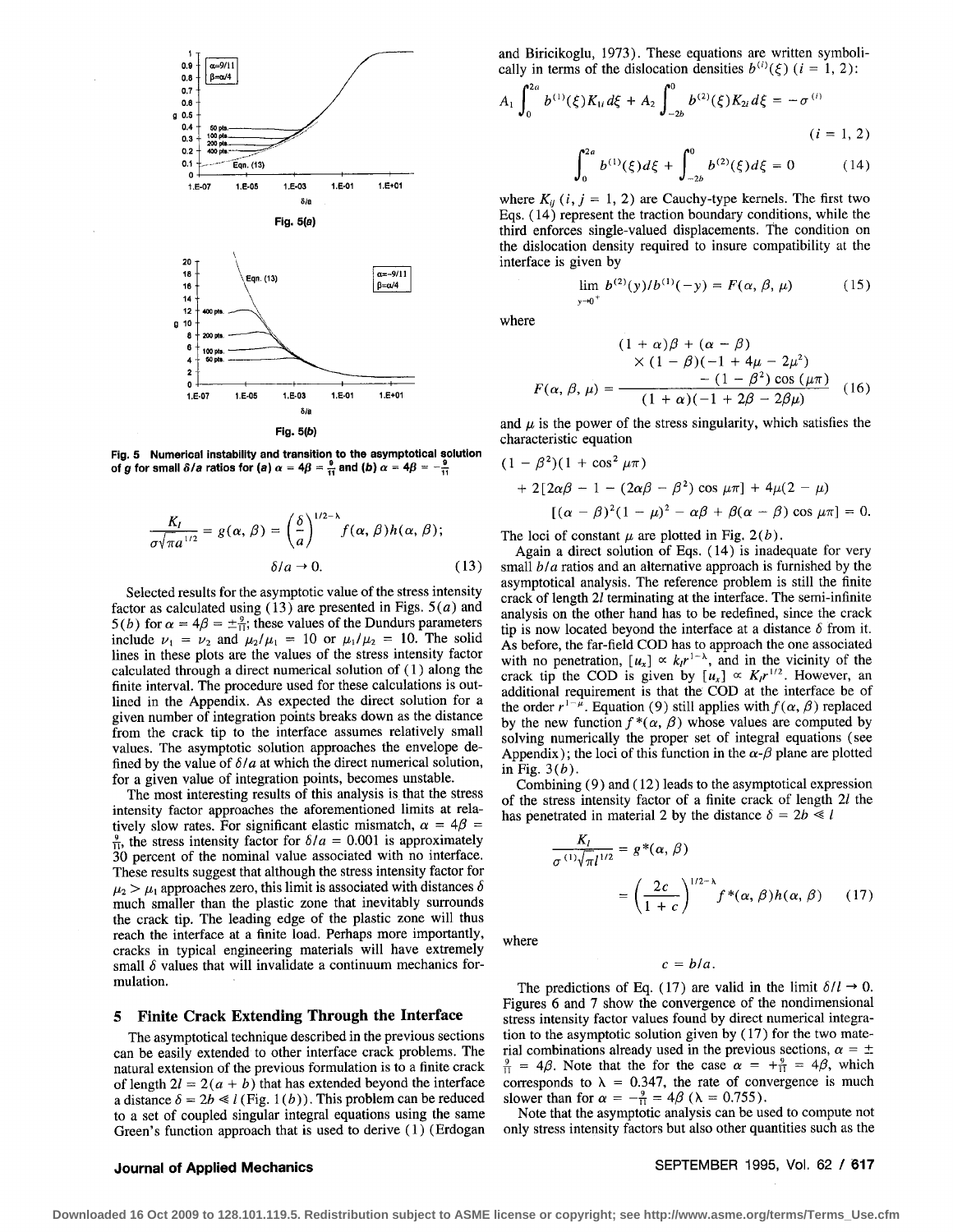Fig. 5(a)

Fig. 5(b)

**Fig. 5 Numerical instability and transition to the asymptotical solution of $g$ for small $\delta/a$ ratios for (a) $\alpha = 4\beta = \frac{9}{11}$ and (b) $\alpha = 4\beta = -\frac{9}{11}$**

$$\frac{K_I}{\sigma\sqrt{\pi}a^{1/2}} = g(\alpha, \beta) = \left(\frac{\delta}{a}\right)^{1/2-\lambda} f(\alpha, \beta)h(\alpha, \beta);$$

$$\delta/a \to 0. \tag{13}$$

Selected results for the asymptotic value of the stress intensity factor as calculated using (13) are presented in Figs. 5(a) and 5(b) for $\alpha = 4\beta = \pm\frac{9}{11}$; these values of the Dundurs parameters include $\nu_1 = \nu_2$ and $\mu_2/\mu_1 = 10$ or $\mu_1/\mu_2 = 10$. The solid lines in these plots are the values of the stress intensity factor calculated through a direct numerical solution of (1) along the finite interval. The procedure used for these calculations is outlined in the Appendix. As expected the direct solution for a given number of integration points breaks down as the distance from the crack tip to the interface assumes relatively small values. The asymptotic solution approaches the envelope defined by the value of $\delta/a$ at which the direct numerical solution, for a given value of integration points, becomes unstable.

The most interesting results of this analysis is that the stress intensity factor approaches the aforementioned limits at relatively slow rates. For significant elastic mismatch, $\alpha = 4\beta = \frac{9}{11}$, the stress intensity factor for $\delta/a = 0.001$ is approximately 30 percent of the nominal value associated with no interface. These results suggest that although the stress intensity factor for $\mu_2 > \mu_1$ approaches zero, this limit is associated with distances $\delta$ much smaller than the plastic zone that inevitably surrounds the crack tip. The leading edge of the plastic zone will thus reach the interface at a finite load. Perhaps more importantly, cracks in typical engineering materials will have extremely small $\delta$ values that will invalidate a continuum mechanics formulation.

## 5 Finite Crack Extending Through the Interface

The asymptotical technique described in the previous sections can be easily extended to other interface crack problems. The natural extension of the previous formulation is to a finite crack of length $2l = 2(a + b)$ that has extended beyond the interface a distance $\delta = 2b \ll l$ (Fig. 1(b)). This problem can be reduced to a set of coupled singular integral equations using the same Green's function approach that is used to derive (1) (Erdogan and Biricikoglu, 1973). These equations are written symbolically in terms of the dislocation densities $b^{(i)}(\xi)$ $(i = 1, 2)$:

$$A_1 \int_0^{2a} b^{(1)}(\xi)K_{1i}d\xi + A_2 \int_{-2b}^0 b^{(2)}(\xi)K_{2i}d\xi = -\sigma^{(i)}$$

$$(i = 1, 2)$$

$$\int_0^{2a} b^{(1)}(\xi)d\xi + \int_{-2b}^0 b^{(2)}(\xi)d\xi = 0 \tag{14}$$

where $K_{ij}$ $(i, j = 1, 2)$ are Cauchy-type kernels. The first two Eqs. (14) represent the traction boundary conditions, while the third enforces single-valued displacements. The condition on the dislocation density required to insure compatibility at the interface is given by

$$\lim_{y\to 0^+} b^{(2)}(y)/b^{(1)}(-y) = F(\alpha, \beta, \mu) \tag{15}$$

where

$$F(\alpha, \beta, \mu) = \frac{\begin{array}{c}(1 + \alpha)\beta + (\alpha - \beta) \\ \times (1 - \beta)(-1 + 4\mu - 2\mu^2) \\ - (1 - \beta^2)\cos(\mu\pi)\end{array}}{(1 + \alpha)(-1 + 2\beta - 2\beta\mu)} \tag{16}$$

and $\mu$ is the power of the stress singularity, which satisfies the characteristic equation

$$(1 - \beta^2)(1 + \cos^2 \mu\pi)$$
$$+ 2[2\alpha\beta - 1 - (2\alpha\beta - \beta^2)\cos \mu\pi] + 4\mu(2 - \mu)$$
$$[(\alpha - \beta)^2(1 - \mu)^2 - \alpha\beta + \beta(\alpha - \beta)\cos \mu\pi] = 0.$$

The loci of constant $\mu$ are plotted in Fig. 2(b).

Again a direct solution of Eqs. (14) is inadequate for very small $b/a$ ratios and an alternative approach is furnished by the asymptotic analysis. The reference problem is still the finite crack of length $2l$ terminating at the interface. The semi-infinite analysis on the other hand has to be redefined, since the crack tip is now located beyond the interface at a distance $\delta$ from it. As before, the far-field COD has to approach the one associated with no penetration, $[u_x] \propto k_I r^{1-\lambda}$, and in the vicinity of the crack tip the COD is given by $[u_x] \propto K_I r^{1/2}$. However, an additional requirement is that the COD at the interface be of the order $r^{1-\mu}$. Equation (9) still applies with $f(\alpha, \beta)$ replaced by the new function $f^*(\alpha, \beta)$ whose values are computed by solving numerically the proper set of integral equations (see Appendix); the loci of this function in the $\alpha$-$\beta$ plane are plotted in Fig. 3(b).

Combining (9) and (12) leads to the asymptotical expression of the stress intensity factor of a finite crack of length $2l$ the has penetrated in material 2 by the distance $\delta = 2b \ll l$

$$\frac{K_I}{\sigma^{(1)}\sqrt{\pi}l^{1/2}} = g^*(\alpha, \beta)$$

$$= \left(\frac{2c}{1 + c}\right)^{1/2-\lambda} f^*(\alpha, \beta)h(\alpha, \beta) \tag{17}$$

where

$$c = b/a.$$

The predictions of Eq. (17) are valid in the limit $\delta/l \to 0$. Figures 6 and 7 show the convergence of the nondimensional stress intensity factor values found by direct numerical integration to the asymptotic solution given by (17) for the two material combinations already used in the previous sections, $\alpha = \pm\frac{9}{11} = 4\beta$. Note that the for the case $\alpha = +\frac{9}{11} = 4\beta$, which corresponds to $\lambda = 0.347$, the rate of convergence is much slower than for $\alpha = -\frac{9}{11} = 4\beta$ ($\lambda = 0.755$).

Note that the asymptotic analysis can be used to compute not only stress intensity factors but also other quantities such as the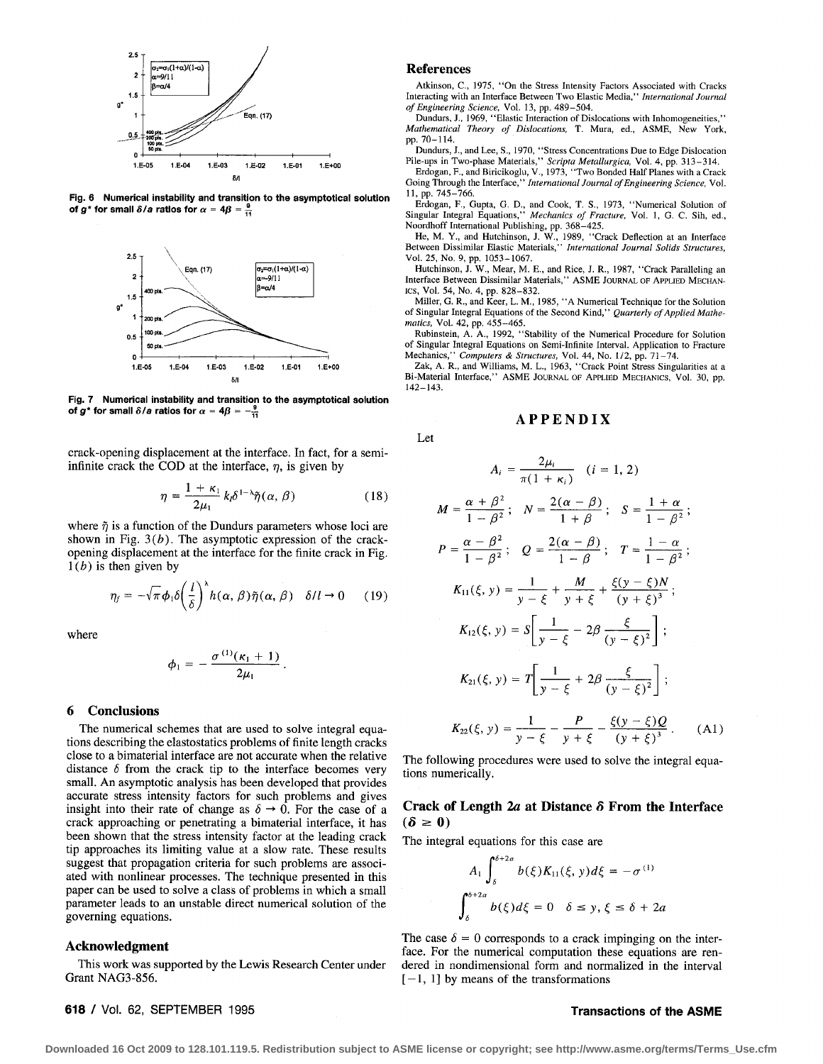Fig. 6 Numerical instability and transition to the asymptotical solution of $g^*$ for small $\delta/a$ ratios for $\alpha = 4\beta = \frac{9}{11}$

Fig. 7 Numerical instability and transition to the asymptotical solution of $g^*$ for small $\delta/a$ ratios for $\alpha = 4\beta = -\frac{9}{11}$

crack-opening displacement at the interface. In fact, for a semi-infinite crack the COD at the interface, $\eta$, is given by

$$\eta = \frac{1+\kappa_1}{2\mu_1} k_I \delta^{1-\lambda} \tilde{\eta}(\alpha, \beta) \tag{18}$$

where $\tilde{\eta}$ is a function of the Dundurs parameters whose loci are shown in Fig. 3(*b*). The asymptotic expression of the crack-opening displacement at the interface for the finite crack in Fig. 1(*b*) is then given by

$$\eta_f = -\sqrt{\pi}\phi_1 \delta \left(\frac{l}{\delta}\right)^{\lambda} h(\alpha, \beta)\tilde{\eta}(\alpha, \beta) \quad \delta/l \to 0 \tag{19}$$

where

$$\phi_1 = -\frac{\sigma^{(1)}(\kappa_1 + 1)}{2\mu_1}.$$

## 6 Conclusions

The numerical schemes that are used to solve integral equations describing the elastostatics problems of finite length cracks close to a bimaterial interface are not accurate when the relative distance $\delta$ from the crack tip to the interface becomes very small. An asymptotic analysis has been developed that provides accurate stress intensity factors for such problems and gives insight into their rate of change as $\delta \to 0$. For the case of a crack approaching or penetrating a bimaterial interface, it has been shown that the stress intensity factor at the leading crack tip approaches its limiting value at a slow rate. These results suggest that propagation criteria for such problems are associated with nonlinear processes. The technique presented in this paper can be used to solve a class of problems in which a small parameter leads to an unstable direct numerical solution of the governing equations.

## Acknowledgment

This work was supported by the Lewis Research Center under Grant NAG3-856.

## References

Atkinson, C., 1975, "On the Stress Intensity Factors Associated with Cracks Interacting with an Interface Between Two Elastic Media," *International Journal of Engineering Science*, Vol. 13, pp. 489–504.

Dundurs, J., 1969, "Elastic Interaction of Dislocations with Inhomogeneities," *Mathematical Theory of Dislocations*, T. Mura, ed., ASME, New York, pp. 70–114.

Dundurs, J., and Lee, S., 1970, "Stress Concentrations Due to Edge Dislocation Pile-ups in Two-phase Materials," *Scripta Metallurgica*, Vol. 4, pp. 313–314.

Erdogan, F., and Biricikoglu, V., 1973, "Two Bonded Half Planes with a Crack Going Through the Interface," *International Journal of Engineering Science*, Vol. 11, pp. 745–766.

Erdogan, F., Gupta, G. D., and Cook, T. S., 1973, "Numerical Solution of Singular Integral Equations," *Mechanics of Fracture*, Vol. 1, G. C. Sih, ed., Noordhoff International Publishing, pp. 368–425.

He, M. Y., and Hutchinson, J. W., 1989, "Crack Deflection at an Interface Between Dissimilar Elastic Materials," *International Journal Solids Structures*, Vol. 25, No. 9, pp. 1053–1067.

Hutchinson, J. W., Mear, M. E., and Rice, J. R., 1987, "Crack Paralleling an Interface Between Dissimilar Materials," ASME JOURNAL OF APPLIED MECHANICS, Vol. 54, No. 4, pp. 828–832.

Miller, G. R., and Keer, L. M., 1985, "A Numerical Technique for the Solution of Singular Integral Equations of the Second Kind," *Quarterly of Applied Mathematics*, Vol. 42, pp. 455–465.

Rubinstein, A. A., 1992, "Stability of the Numerical Procedure for Solution of Singular Integral Equations on Semi-Infinite Interval. Application to Fracture Mechanics," *Computers & Structures*, Vol. 44, No. 1/2, pp. 71–74.

Zak, A. R., and Williams, M. L., 1963, "Crack Point Stress Singularities at a Bi-Material Interface," ASME JOURNAL OF APPLIED MECHANICS, Vol. 30, pp. 142–143.

## APPENDIX

Let

$$A_i = \frac{2\mu_i}{\pi(1+\kappa_i)} \quad (i = 1, 2)$$

$$M = \frac{\alpha+\beta^2}{1-\beta^2}; \quad N = \frac{2(\alpha-\beta)}{1+\beta}; \quad S = \frac{1+\alpha}{1-\beta^2};$$

$$P = \frac{\alpha-\beta^2}{1-\beta^2}; \quad Q = \frac{2(\alpha-\beta)}{1-\beta}; \quad T = \frac{1-\alpha}{1-\beta^2};$$

$$K_{11}(\xi, y) = \frac{1}{y-\xi} + \frac{M}{y+\xi} + \frac{\xi(y-\xi)N}{(y+\xi)^3};$$

$$K_{12}(\xi, y) = S\left[\frac{1}{y-\xi} - 2\beta\frac{\xi}{(y-\xi)^2}\right];$$

$$K_{21}(\xi, y) = T\left[\frac{1}{y-\xi} + 2\beta\frac{\xi}{(y-\xi)^2}\right];$$

$$K_{22}(\xi, y) = \frac{1}{y-\xi} - \frac{P}{y+\xi} - \frac{\xi(y-\xi)Q}{(y+\xi)^3}. \tag{A1}$$

The following procedures were used to solve the integral equations numerically.

### Crack of Length $2a$ at Distance $\delta$ From the Interface ($\delta \geq 0$)

The integral equations for this case are

$$A_1 \int_{\delta}^{\delta+2a} b(\xi) K_{11}(\xi, y) d\xi = -\sigma^{(1)}$$

$$\int_{\delta}^{\delta+2a} b(\xi) d\xi = 0 \quad \delta \leq y, \xi \leq \delta + 2a$$

The case $\delta = 0$ corresponds to a crack impinging on the interface. For the numerical computation these equations are rendered in nondimensional form and normalized in the interval $[-1, 1]$ by means of the transformations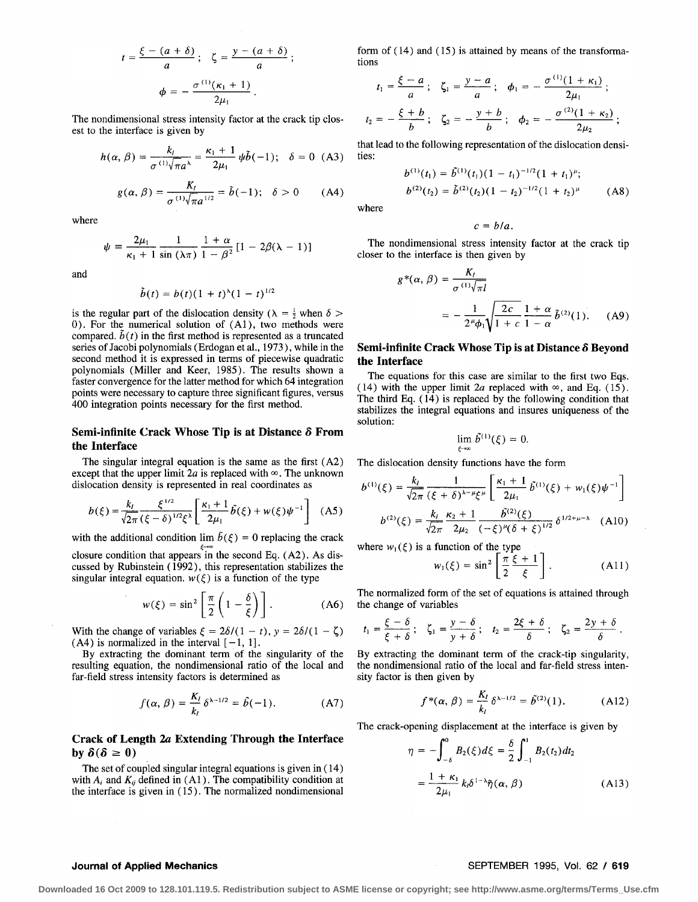$$t = \frac{\xi - (a+\delta)}{a}; \quad \zeta = \frac{y - (a+\delta)}{a};$$

$$\phi = -\frac{\sigma^{(1)}(\kappa_1 + 1)}{2\mu_1}.$$

The nondimensional stress intensity factor at the crack tip closest to the interface is given by

$$h(\alpha, \beta) = \frac{k_I}{\sigma^{(1)}\sqrt{\pi}a^{\lambda}} = \frac{\kappa_1 + 1}{2\mu_1}\psi\tilde{b}(-1); \quad \delta = 0 \quad \text{(A3)}$$

$$g(\alpha, \beta) = \frac{K_I}{\sigma^{(1)}\sqrt{\pi}a^{1/2}} = \tilde{b}(-1); \quad \delta > 0 \quad \text{(A4)}$$

where

$$\psi = \frac{2\mu_1}{\kappa_1 + 1}\frac{1}{\sin(\lambda\pi)}\frac{1+\alpha}{1-\beta^2}[1 - 2\beta(\lambda - 1)]$$

and

$$\tilde{b}(t) = b(t)(1+t)^{\lambda}(1-t)^{1/2}$$

is the regular part of the dislocation density ($\lambda = \frac{1}{2}$ when $\delta > 0$). For the numerical solution of (A1), two methods were compared. $\tilde{b}(t)$ in the first method is represented as a truncated series of Jacobi polynomials (Erdogan et al., 1973), while in the second method it is expressed in terms of piecewise quadratic polynomials (Miller and Keer, 1985). The results shown a faster convergence for the latter method for which 64 integration points were necessary to capture three significant figures, versus 400 integration points necessary for the first method.

## Semi-infinite Crack Whose Tip is at Distance $\delta$ From the Interface

The singular integral equation is the same as the first (A2) except that the upper limit $2a$ is replaced with $\infty$. The unknown dislocation density is represented in real coordinates as

$$b(\xi) = \frac{k_I}{\sqrt{2\pi}}\frac{\xi^{1/2}}{(\xi - \delta)^{1/2}\xi^{\lambda}}\left[\frac{\kappa_1 + 1}{2\mu_1}\tilde{b}(\xi) + w(\xi)\psi^{-1}\right] \quad \text{(A5)}$$

with the additional condition $\lim_{\xi\to\infty}\tilde{b}(\xi) = 0$ replacing the crack closure condition that appears in the second Eq. (A2). As discussed by Rubinstein (1992), this representation stabilizes the singular integral equation. $w(\xi)$ is a function of the type

$$w(\xi) = \sin^2\left[\frac{\pi}{2}\left(1 - \frac{\delta}{\xi}\right)\right]. \quad \text{(A6)}$$

With the change of variables $\xi = 2\delta/(1-t)$, $y = 2\delta/(1-\zeta)$ (A4) is normalized in the interval $[-1, 1]$.

By extracting the dominant term of the singularity of the resulting equation, the nondimensional ratio of the local and far-field stress intensity factors is determined as

$$f(\alpha, \beta) = \frac{K_I}{k_I}\delta^{\lambda - 1/2} = \tilde{b}(-1). \quad \text{(A7)}$$

## Crack of Length $2a$ Extending Through the Interface by $\delta$ ($\delta \geq 0$)

The set of coupled singular integral equations is given in (14) with $A_i$ and $K_{ij}$ defined in (A1). The compatibility condition at the interface is given in (15). The normalized nondimensional form of (14) and (15) is attained by means of the transformations

$$t_1 = \frac{\xi - a}{a}; \quad \zeta_1 = \frac{y - a}{a}; \quad \phi_1 = -\frac{\sigma^{(1)}(1+\kappa_1)}{2\mu_1};$$

$$t_2 = -\frac{\xi + b}{b}; \quad \zeta_2 = -\frac{y + b}{b}; \quad \phi_2 = -\frac{\sigma^{(2)}(1+\kappa_2)}{2\mu_2};$$

that lead to the following representation of the dislocation densities:

$$b^{(1)}(t_1) = \tilde{b}^{(1)}(t_1)(1-t_1)^{-1/2}(1+t_1)^{\mu};$$

$$b^{(2)}(t_2) = \tilde{b}^{(2)}(t_2)(1-t_2)^{-1/2}(1+t_2)^{\mu} \quad \text{(A8)}$$

where

$$c = b/a.$$

The nondimensional stress intensity factor at the crack tip closer to the interface is then given by

$$g^*(\alpha, \beta) = \frac{K_I}{\sigma^{(1)}\sqrt{\pi l}}$$

$$= -\frac{1}{2^{\mu}\phi_1}\sqrt{\frac{2c}{1+c}\frac{1+\alpha}{1-\alpha}}\,\tilde{b}^{(2)}(1). \quad \text{(A9)}$$

## Semi-infinite Crack Whose Tip is at Distance $\delta$ Beyond the Interface

The equations for this case are similar to the first two Eqs. (14) with the upper limit $2a$ replaced with $\infty$, and Eq. (15). The third Eq. (14) is replaced by the following condition that stabilizes the integral equations and insures uniqueness of the solution:

$$\lim_{\xi\to\infty}\tilde{b}^{(1)}(\xi) = 0.$$

The dislocation density functions have the form

$$b^{(1)}(\xi) = \frac{k_I}{\sqrt{2\pi}}\frac{1}{(\xi + \delta)^{\lambda - \mu}\xi^{\mu}}\left[\frac{\kappa_1 + 1}{2\mu_1}\tilde{b}^{(1)}(\xi) + w_1(\xi)\psi^{-1}\right]$$

$$b^{(2)}(\xi) = \frac{k_I}{\sqrt{2\pi}}\frac{\kappa_2 + 1}{2\mu_2}\frac{\tilde{b}^{(2)}(\xi)}{(-\xi)^{\mu}(\delta + \xi)^{1/2}}\delta^{1/2 + \mu - \lambda} \quad \text{(A10)}$$

where $w_1(\xi)$ is a function of the type

$$w_1(\xi) = \sin^2\left[\frac{\pi}{2}\frac{\xi + 1}{\xi}\right]. \quad \text{(A11)}$$

The normalized form of the set of equations is attained through the change of variables

$$t_1 = \frac{\xi - \delta}{\xi + \delta}; \quad \zeta_1 = \frac{y - \delta}{y + \delta}; \quad t_2 = \frac{2\xi + \delta}{\delta}; \quad \zeta_2 = \frac{2y + \delta}{\delta}.$$

By extracting the dominant term of the crack-tip singularity, the nondimensional ratio of the local and far-field stress intensity factor is then given by

$$f^*(\alpha, \beta) = \frac{K_I}{k_I}\delta^{\lambda - 1/2} = \tilde{b}^{(2)}(1). \quad \text{(A12)}$$

The crack-opening displacement at the interface is given by

$$\eta = -\int_{-\delta}^{0} B_2(\xi)d\xi = \frac{\delta}{2}\int_{-1}^{1} B_2(t_2)dt_2$$

$$= \frac{1+\kappa_1}{2\mu_1}k_I\delta^{1-\lambda}\tilde{\eta}(\alpha, \beta) \quad \text{(A13)}$$